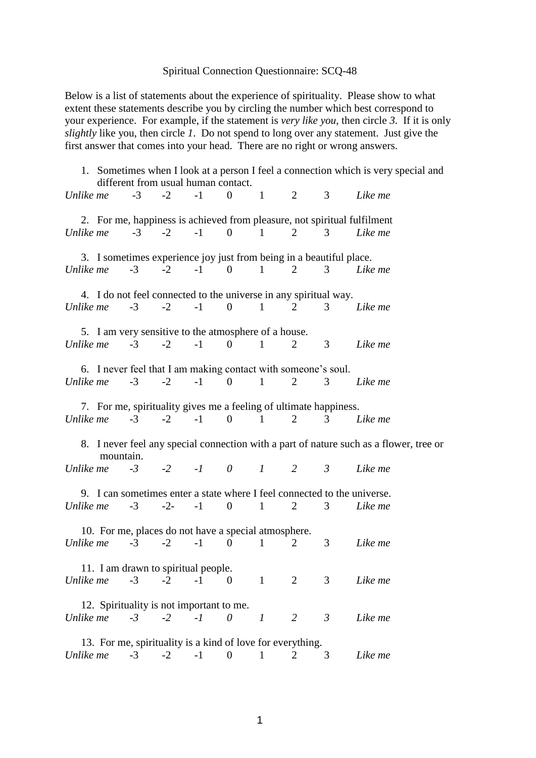Spiritual Connection Questionnaire: SCQ-48

Below is a list of statements about the experience of spirituality. Please show to what extent these statements describe you by circling the number which best correspond to your experience. For example, if the statement is *very like you*, then circle *3*. If it is only *slightly* like you, then circle *1*. Do not spend to long over any statement. Just give the first answer that comes into your head. There are no right or wrong answers.

1. Sometimes when I look at a person I feel a connection which is very special and different from usual human contact.

*Unlike me* -3 -2 -1 0 1 2 3 *Like me*

2. For me, happiness is achieved from pleasure, not spiritual fulfilment

*Unlike me* -3 -2 -1 0 1 2 3 *Like me*

3. I sometimes experience joy just from being in a beautiful place.

*Unlike me* -3 -2 -1 0 1 2 3 *Like me*

4. I do not feel connected to the universe in any spiritual way.

*Unlike me* -3 -2 -1 0 1 2 3 *Like me*

5. I am very sensitive to the atmosphere of a house.

*Unlike me* -3 -2 -1 0 1 2 3 *Like me*

6. I never feel that I am making contact with someone's soul.

*Unlike me* -3 -2 -1 0 1 2 3 *Like me*

7. For me, spirituality gives me a feeling of ultimate happiness.

*Unlike me* -3 -2 -1 0 1 2 3 *Like me*

8. I never feel any special connection with a part of nature such as a flower, tree or mountain.

*Unlike me* *-3* *-2* *-1* *0* *1* *2* *3* *Like me*

9. I can sometimes enter a state where I feel connected to the universe.

*Unlike me* -3 -2- -1 0 1 2 3 *Like me*

10. For me, places do not have a special atmosphere.

*Unlike me* -3 -2 -1 0 1 2 3 *Like me*

11. I am drawn to spiritual people.

*Unlike me* -3 -2 -1 0 1 2 3 *Like me*

12. Spirituality is not important to me.

*Unlike me* *-3* *-2* *-1* *0* *1* *2* *3* *Like me*

13. For me, spirituality is a kind of love for everything.

*Unlike me* -3 -2 -1 0 1 2 3 *Like me*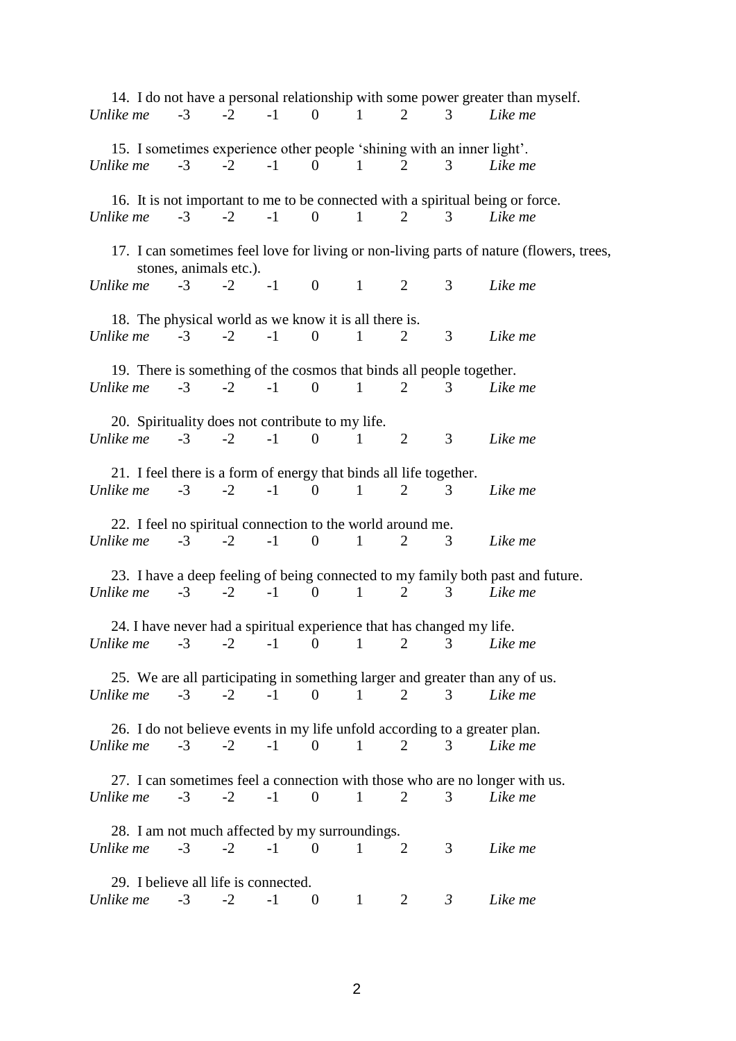14. I do not have a personal relationship with some power greater than myself.

*Unlike me* -3 -2 -1 0 1 2 3 *Like me*

15. I sometimes experience other people 'shining with an inner light'.

*Unlike me* -3 -2 -1 0 1 2 3 *Like me*

16. It is not important to me to be connected with a spiritual being or force.

*Unlike me* -3 -2 -1 0 1 2 3 *Like me*

17. I can sometimes feel love for living or non-living parts of nature (flowers, trees, stones, animals etc.).

*Unlike me* -3 -2 -1 0 1 2 3 *Like me*

18. The physical world as we know it is all there is.

*Unlike me* -3 -2 -1 0 1 2 3 *Like me*

19. There is something of the cosmos that binds all people together.

*Unlike me* -3 -2 -1 0 1 2 3 *Like me*

20. Spirituality does not contribute to my life.

*Unlike me* -3 -2 -1 0 1 2 3 *Like me*

21. I feel there is a form of energy that binds all life together.

*Unlike me* -3 -2 -1 0 1 2 3 *Like me*

22. I feel no spiritual connection to the world around me.

*Unlike me* -3 -2 -1 0 1 2 3 *Like me*

23. I have a deep feeling of being connected to my family both past and future.

*Unlike me* -3 -2 -1 0 1 2 3 *Like me*

24. I have never had a spiritual experience that has changed my life.

*Unlike me* -3 -2 -1 0 1 2 3 *Like me*

25. We are all participating in something larger and greater than any of us.

*Unlike me* -3 -2 -1 0 1 2 3 *Like me*

26. I do not believe events in my life unfold according to a greater plan.

*Unlike me* -3 -2 -1 0 1 2 3 *Like me*

27. I can sometimes feel a connection with those who are no longer with us.

*Unlike me* -3 -2 -1 0 1 2 3 *Like me*

28. I am not much affected by my surroundings.

*Unlike me* -3 -2 -1 0 1 2 3 *Like me*

29. I believe all life is connected.

*Unlike me* -3 -2 -1 0 1 2 *3* *Like me*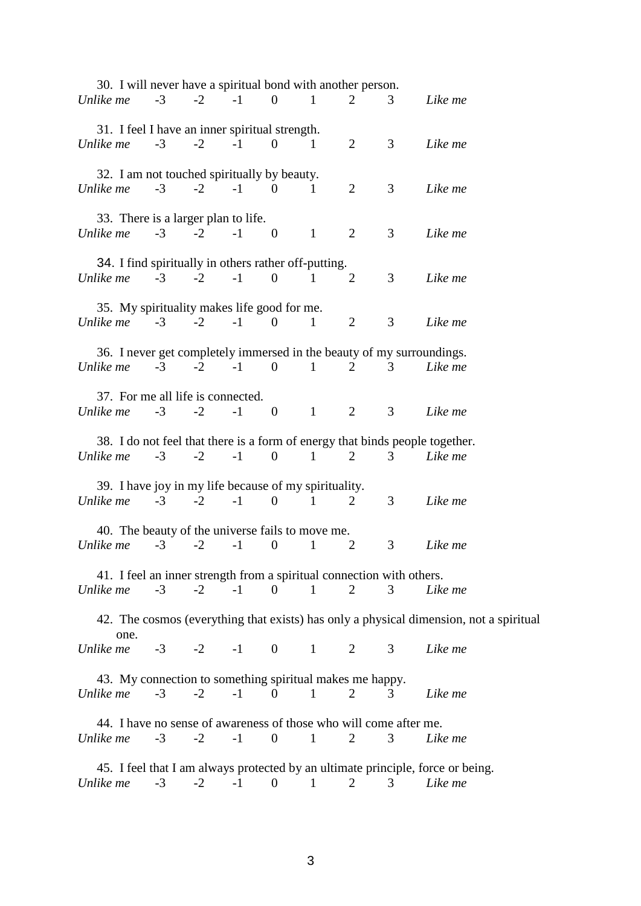30. I will never have a spiritual bond with another person.
*Unlike me* -3 -2 -1 0 1 2 3 *Like me*

31. I feel I have an inner spiritual strength.
*Unlike me* -3 -2 -1 0 1 2 3 *Like me*

32. I am not touched spiritually by beauty.
*Unlike me* -3 -2 -1 0 1 2 3 *Like me*

33. There is a larger plan to life.
*Unlike me* -3 -2 -1 0 1 2 3 *Like me*

34. I find spiritually in others rather off-putting.
*Unlike me* -3 -2 -1 0 1 2 3 *Like me*

35. My spirituality makes life good for me.
*Unlike me* -3 -2 -1 0 1 2 3 *Like me*

36. I never get completely immersed in the beauty of my surroundings.
*Unlike me* -3 -2 -1 0 1 2 3 *Like me*

37. For me all life is connected.
*Unlike me* -3 -2 -1 0 1 2 3 *Like me*

38. I do not feel that there is a form of energy that binds people together.
*Unlike me* -3 -2 -1 0 1 2 3 *Like me*

39. I have joy in my life because of my spirituality.
*Unlike me* -3 -2 -1 0 1 2 3 *Like me*

40. The beauty of the universe fails to move me.
*Unlike me* -3 -2 -1 0 1 2 3 *Like me*

41. I feel an inner strength from a spiritual connection with others.
*Unlike me* -3 -2 -1 0 1 2 3 *Like me*

42. The cosmos (everything that exists) has only a physical dimension, not a spiritual one.
*Unlike me* -3 -2 -1 0 1 2 3 *Like me*

43. My connection to something spiritual makes me happy.
*Unlike me* -3 -2 -1 0 1 2 3 *Like me*

44. I have no sense of awareness of those who will come after me.
*Unlike me* -3 -2 -1 0 1 2 3 *Like me*

45. I feel that I am always protected by an ultimate principle, force or being.
*Unlike me* -3 -2 -1 0 1 2 3 *Like me*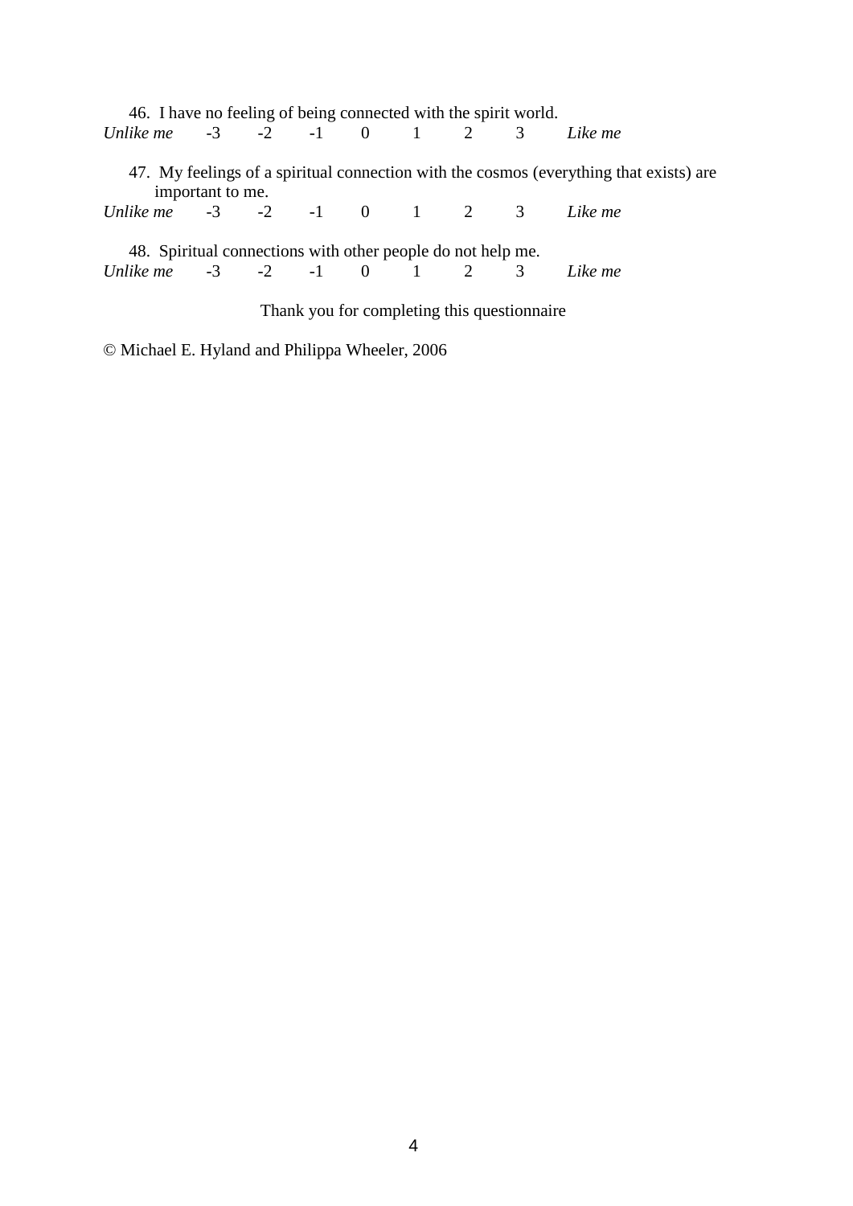46. I have no feeling of being connected with the spirit world.

| | | | | | | | | |
|---|---|---|---|---|---|---|---|---|
| *Unlike me* | -3 | -2 | -1 | 0 | 1 | 2 | 3 | *Like me* |

47. My feelings of a spiritual connection with the cosmos (everything that exists) are important to me.

| | | | | | | | | |
|---|---|---|---|---|---|---|---|---|
| *Unlike me* | -3 | -2 | -1 | 0 | 1 | 2 | 3 | *Like me* |

48. Spiritual connections with other people do not help me.

| | | | | | | | | |
|---|---|---|---|---|---|---|---|---|
| *Unlike me* | -3 | -2 | -1 | 0 | 1 | 2 | 3 | *Like me* |

Thank you for completing this questionnaire

© Michael E. Hyland and Philippa Wheeler, 2006